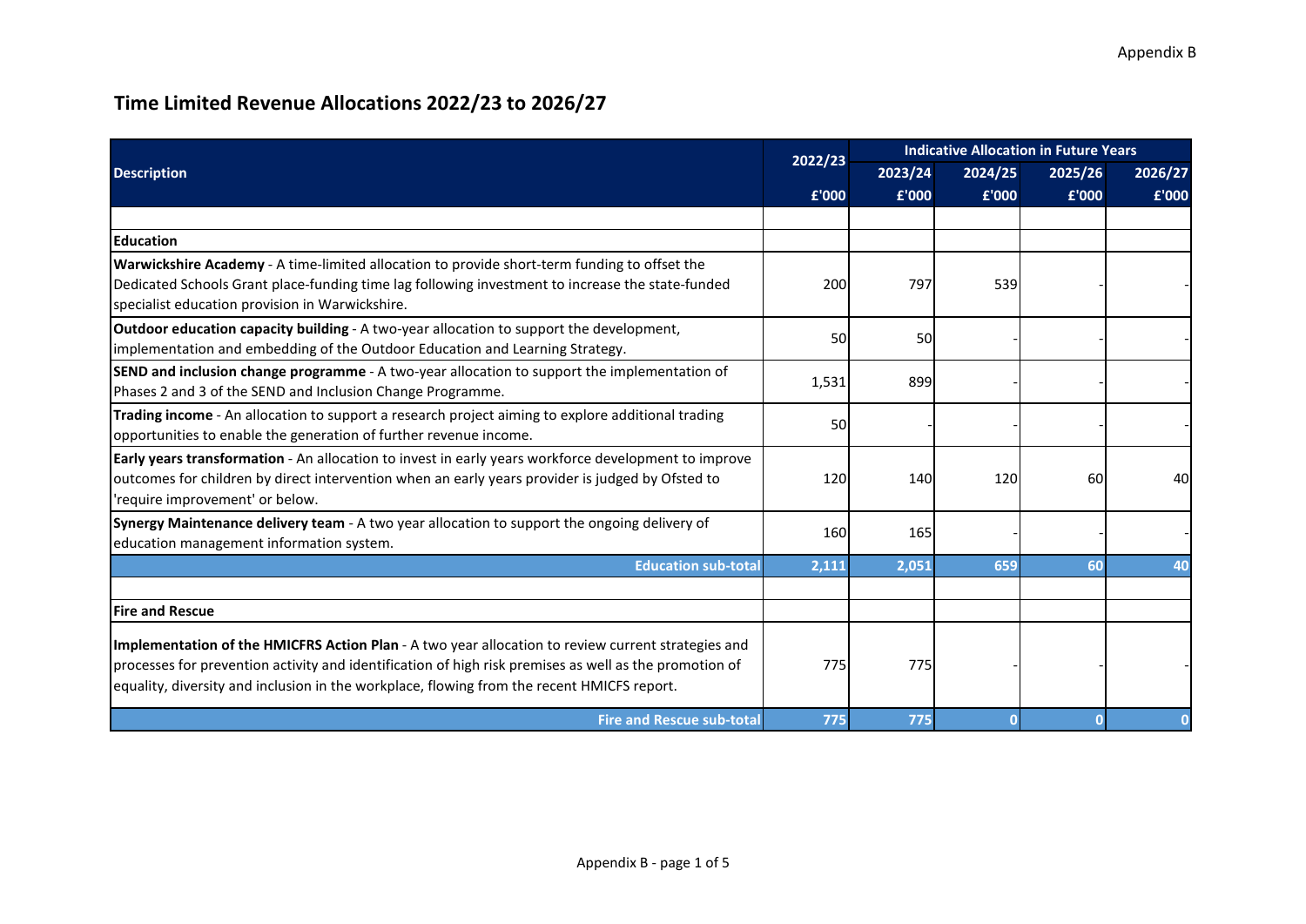Appendix B

# Time Limited Revenue Allocations 2022/23 to 2026/27

| Description | 2022/23 | Indicative Allocation in Future Years | | | |
|---|---|---|---|---|---|
| | | 2023/24 | 2024/25 | 2025/26 | 2026/27 |
| | £'000 | £'000 | £'000 | £'000 | £'000 |
| | | | | | |
| **Education** | | | | | |
| **Warwickshire Academy** - A time-limited allocation to provide short-term funding to offset the Dedicated Schools Grant place-funding time lag following investment to increase the state-funded specialist education provision in Warwickshire. | 200 | 797 | 539 | - | - |
| **Outdoor education capacity building** - A two-year allocation to support the development, implementation and embedding of the Outdoor Education and Learning Strategy. | 50 | 50 | - | - | - |
| **SEND and inclusion change programme** - A two-year allocation to support the implementation of Phases 2 and 3 of the SEND and Inclusion Change Programme. | 1,531 | 899 | - | - | - |
| **Trading income** - An allocation to support a research project aiming to explore additional trading opportunities to enable the generation of further revenue income. | 50 | - | - | - | - |
| **Early years transformation** - An allocation to invest in early years workforce development to improve outcomes for children by direct intervention when an early years provider is judged by Ofsted to 'require improvement' or below. | 120 | 140 | 120 | 60 | 40 |
| **Synergy Maintenance delivery team** - A two year allocation to support the ongoing delivery of education management information system. | 160 | 165 | - | - | - |
| **Education sub-total** | **2,111** | **2,051** | **659** | **60** | **40** |
| | | | | | |
| **Fire and Rescue** | | | | | |
| **Implementation of the HMICFRS Action Plan** - A two year allocation to review current strategies and processes for prevention activity and identification of high risk premises as well as the promotion of equality, diversity and inclusion in the workplace, flowing from the recent HMICFS report. | 775 | 775 | - | - | - |
| **Fire and Rescue sub-total** | **775** | **775** | **0** | **0** | **0** |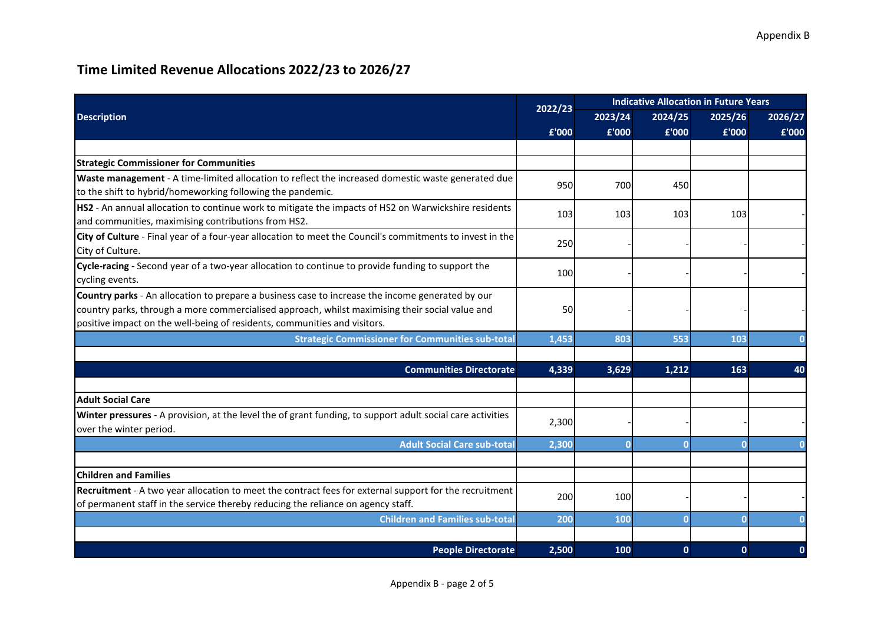## Time Limited Revenue Allocations 2022/23 to 2026/27

| Description | 2022/23 | Indicative Allocation in Future Years | | | |
|---|---|---|---|---|---|
| | | 2023/24 | 2024/25 | 2025/26 | 2026/27 |
| | £'000 | £'000 | £'000 | £'000 | £'000 |
| | | | | | |
| **Strategic Commissioner for Communities** | | | | | |
| **Waste management** - A time-limited allocation to reflect the increased domestic waste generated due to the shift to hybrid/homeworking following the pandemic. | 950 | 700 | 450 | | |
| **HS2** - An annual allocation to continue work to mitigate the impacts of HS2 on Warwickshire residents and communities, maximising contributions from HS2. | 103 | 103 | 103 | 103 | - |
| **City of Culture** - Final year of a four-year allocation to meet the Council's commitments to invest in the City of Culture. | 250 | - | - | - | - |
| **Cycle-racing** - Second year of a two-year allocation to continue to provide funding to support the cycling events. | 100 | - | - | - | - |
| **Country parks** - An allocation to prepare a business case to increase the income generated by our country parks, through a more commercialised approach, whilst maximising their social value and positive impact on the well-being of residents, communities and visitors. | 50 | - | - | - | - |
| **Strategic Commissioner for Communities sub-total** | **1,453** | **803** | **553** | **103** | **0** |
| | | | | | |
| **Communities Directorate** | **4,339** | **3,629** | **1,212** | **163** | **40** |
| | | | | | |
| **Adult Social Care** | | | | | |
| **Winter pressures** - A provision, at the level the of grant funding, to support adult social care activities over the winter period. | 2,300 | - | - | - | - |
| **Adult Social Care sub-total** | **2,300** | **0** | **0** | **0** | **0** |
| | | | | | |
| **Children and Families** | | | | | |
| **Recruitment** - A two year allocation to meet the contract fees for external support for the recruitment of permanent staff in the service thereby reducing the reliance on agency staff. | 200 | 100 | - | - | - |
| **Children and Families sub-total** | **200** | **100** | **0** | **0** | **0** |
| | | | | | |
| **People Directorate** | **2,500** | **100** | **0** | **0** | **0** |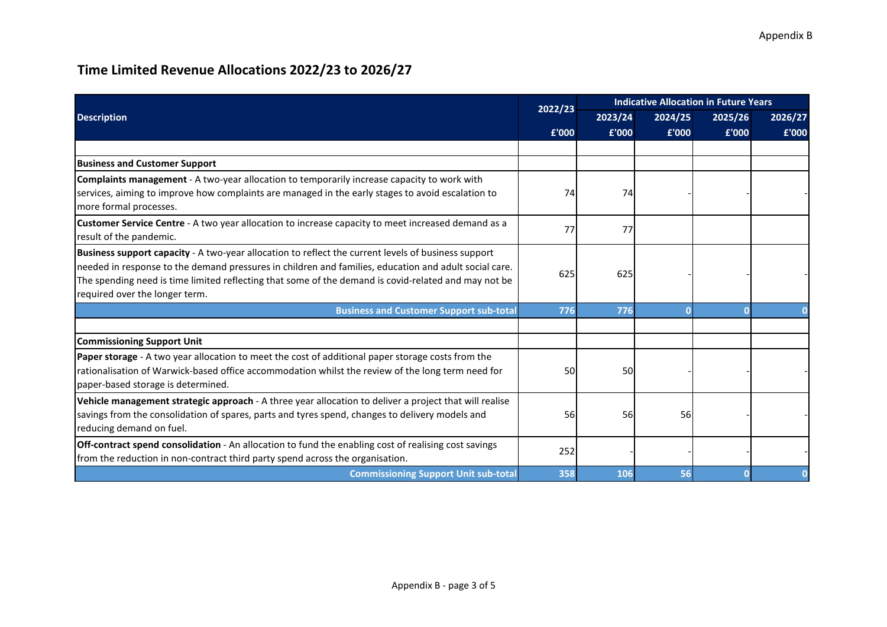Appendix B

# Time Limited Revenue Allocations 2022/23 to 2026/27

| Description | 2022/23 | Indicative Allocation in Future Years | | | |
|---|---|---|---|---|---|
| | | 2023/24 | 2024/25 | 2025/26 | 2026/27 |
| | £'000 | £'000 | £'000 | £'000 | £'000 |
| | | | | | |
| **Business and Customer Support** | | | | | |
| **Complaints management** - A two-year allocation to temporarily increase capacity to work with services, aiming to improve how complaints are managed in the early stages to avoid escalation to more formal processes. | 74 | 74 | - | - | - |
| **Customer Service Centre** - A two year allocation to increase capacity to meet increased demand as a result of the pandemic. | 77 | 77 | | | |
| **Business support capacity** - A two-year allocation to reflect the current levels of business support needed in response to the demand pressures in children and families, education and adult social care. The spending need is time limited reflecting that some of the demand is covid-related and may not be required over the longer term. | 625 | 625 | - | - | - |
| **Business and Customer Support sub-total** | **776** | **776** | **0** | **0** | **0** |
| | | | | | |
| **Commissioning Support Unit** | | | | | |
| **Paper storage** - A two year allocation to meet the cost of additional paper storage costs from the rationalisation of Warwick-based office accommodation whilst the review of the long term need for paper-based storage is determined. | 50 | 50 | - | - | - |
| **Vehicle management strategic approach** - A three year allocation to deliver a project that will realise savings from the consolidation of spares, parts and tyres spend, changes to delivery models and reducing demand on fuel. | 56 | 56 | 56 | - | - |
| **Off-contract spend consolidation** - An allocation to fund the enabling cost of realising cost savings from the reduction in non-contract third party spend across the organisation. | 252 | - | - | - | - |
| **Commissioning Support Unit sub-total** | **358** | **106** | **56** | **0** | **0** |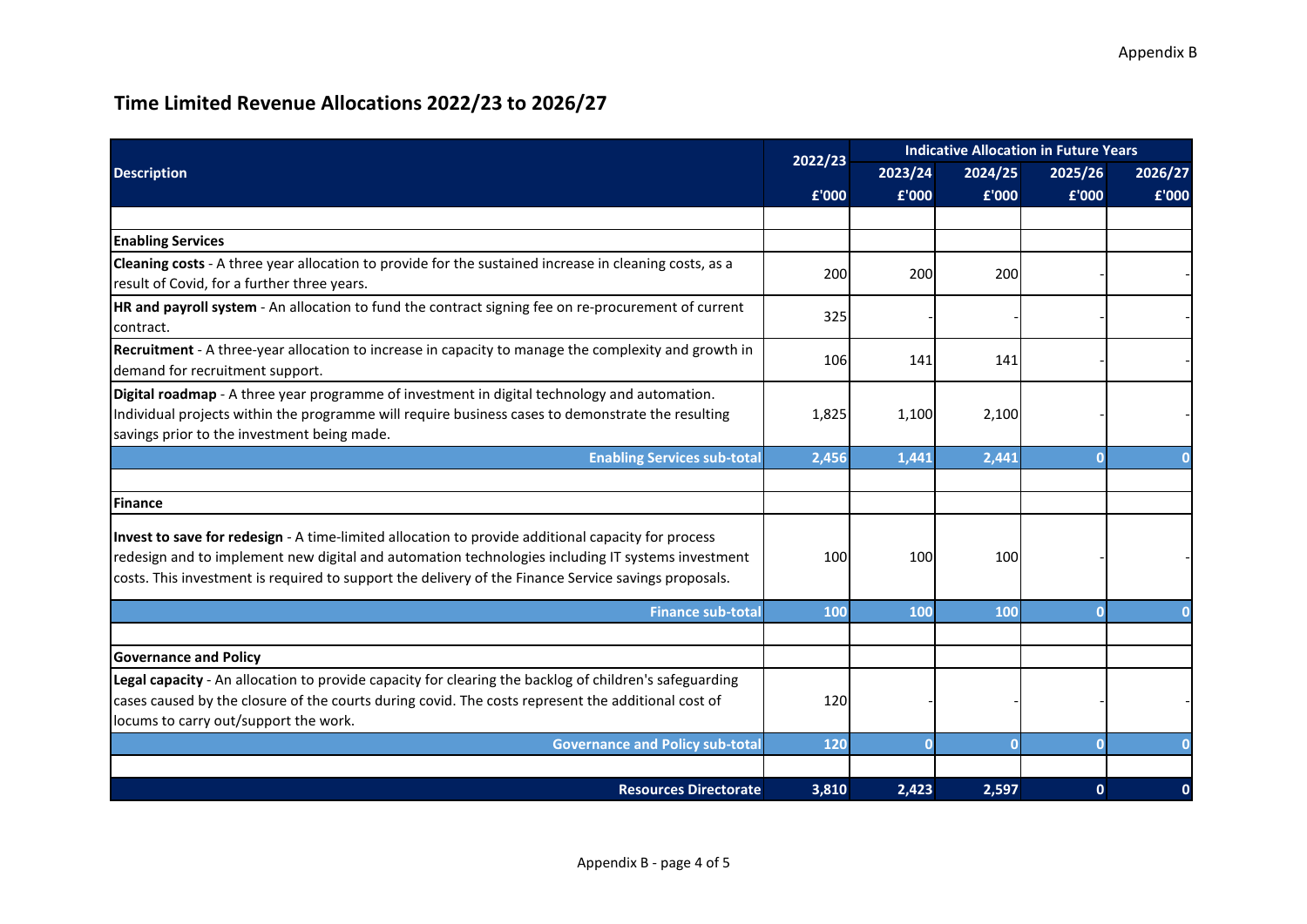Appendix B

## Time Limited Revenue Allocations 2022/23 to 2026/27

| Description | 2022/23 | Indicative Allocation in Future Years | | | |
|---|---|---|---|---|---|
| | | 2023/24 | 2024/25 | 2025/26 | 2026/27 |
| | £'000 | £'000 | £'000 | £'000 | £'000 |
| | | | | | |
| **Enabling Services** | | | | | |
| **Cleaning costs** - A three year allocation to provide for the sustained increase in cleaning costs, as a result of Covid, for a further three years. | 200 | 200 | 200 | - | - |
| **HR and payroll system** - An allocation to fund the contract signing fee on re-procurement of current contract. | 325 | - | - | - | - |
| **Recruitment** - A three-year allocation to increase in capacity to manage the complexity and growth in demand for recruitment support. | 106 | 141 | 141 | - | - |
| **Digital roadmap** - A three year programme of investment in digital technology and automation. Individual projects within the programme will require business cases to demonstrate the resulting savings prior to the investment being made. | 1,825 | 1,100 | 2,100 | - | - |
| **Enabling Services sub-total** | **2,456** | **1,441** | **2,441** | **0** | **0** |
| | | | | | |
| **Finance** | | | | | |
| **Invest to save for redesign** - A time-limited allocation to provide additional capacity for process redesign and to implement new digital and automation technologies including IT systems investment costs. This investment is required to support the delivery of the Finance Service savings proposals. | 100 | 100 | 100 | - | - |
| **Finance sub-total** | **100** | **100** | **100** | **0** | **0** |
| | | | | | |
| **Governance and Policy** | | | | | |
| **Legal capacity** - An allocation to provide capacity for clearing the backlog of children's safeguarding cases caused by the closure of the courts during covid. The costs represent the additional cost of locums to carry out/support the work. | 120 | - | - | - | - |
| **Governance and Policy sub-total** | **120** | **0** | **0** | **0** | **0** |
| | | | | | |
| **Resources Directorate** | **3,810** | **2,423** | **2,597** | **0** | **0** |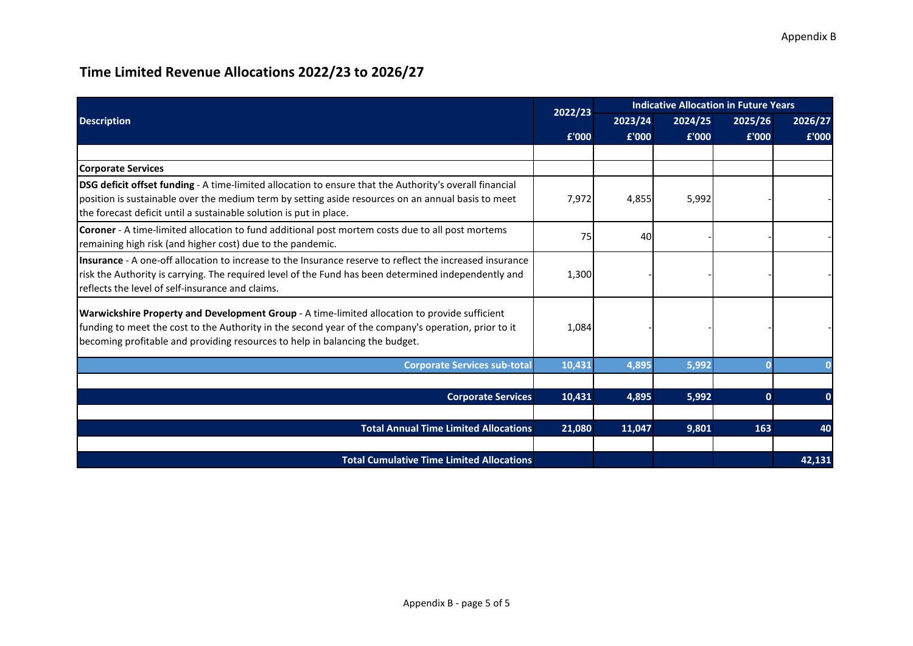# Time Limited Revenue Allocations 2022/23 to 2026/27

| Description | 2022/23 | Indicative Allocation in Future Years | | | |
|---|---|---|---|---|---|
| | | 2023/24 | 2024/25 | 2025/26 | 2026/27 |
| | £'000 | £'000 | £'000 | £'000 | £'000 |
| | | | | | |
| **Corporate Services** | | | | | |
| **DSG deficit offset funding** - A time-limited allocation to ensure that the Authority's overall financial position is sustainable over the medium term by setting aside resources on an annual basis to meet the forecast deficit until a sustainable solution is put in place. | 7,972 | 4,855 | 5,992 | - | - |
| **Coroner** - A time-limited allocation to fund additional post mortem costs due to all post mortems remaining high risk (and higher cost) due to the pandemic. | 75 | 40 | - | - | - |
| **Insurance** - A one-off allocation to increase to the Insurance reserve to reflect the increased insurance risk the Authority is carrying. The required level of the Fund has been determined independently and reflects the level of self-insurance and claims. | 1,300 | - | - | - | - |
| **Warwickshire Property and Development Group** - A time-limited allocation to provide sufficient funding to meet the cost to the Authority in the second year of the company's operation, prior to it becoming profitable and providing resources to help in balancing the budget. | 1,084 | - | - | - | - |
| **Corporate Services sub-total** | **10,431** | **4,895** | **5,992** | **0** | **0** |
| | | | | | |
| **Corporate Services** | **10,431** | **4,895** | **5,992** | **0** | **0** |
| | | | | | |
| **Total Annual Time Limited Allocations** | **21,080** | **11,047** | **9,801** | **163** | **40** |
| | | | | | |
| **Total Cumulative Time Limited Allocations** | | | | | **42,131** |